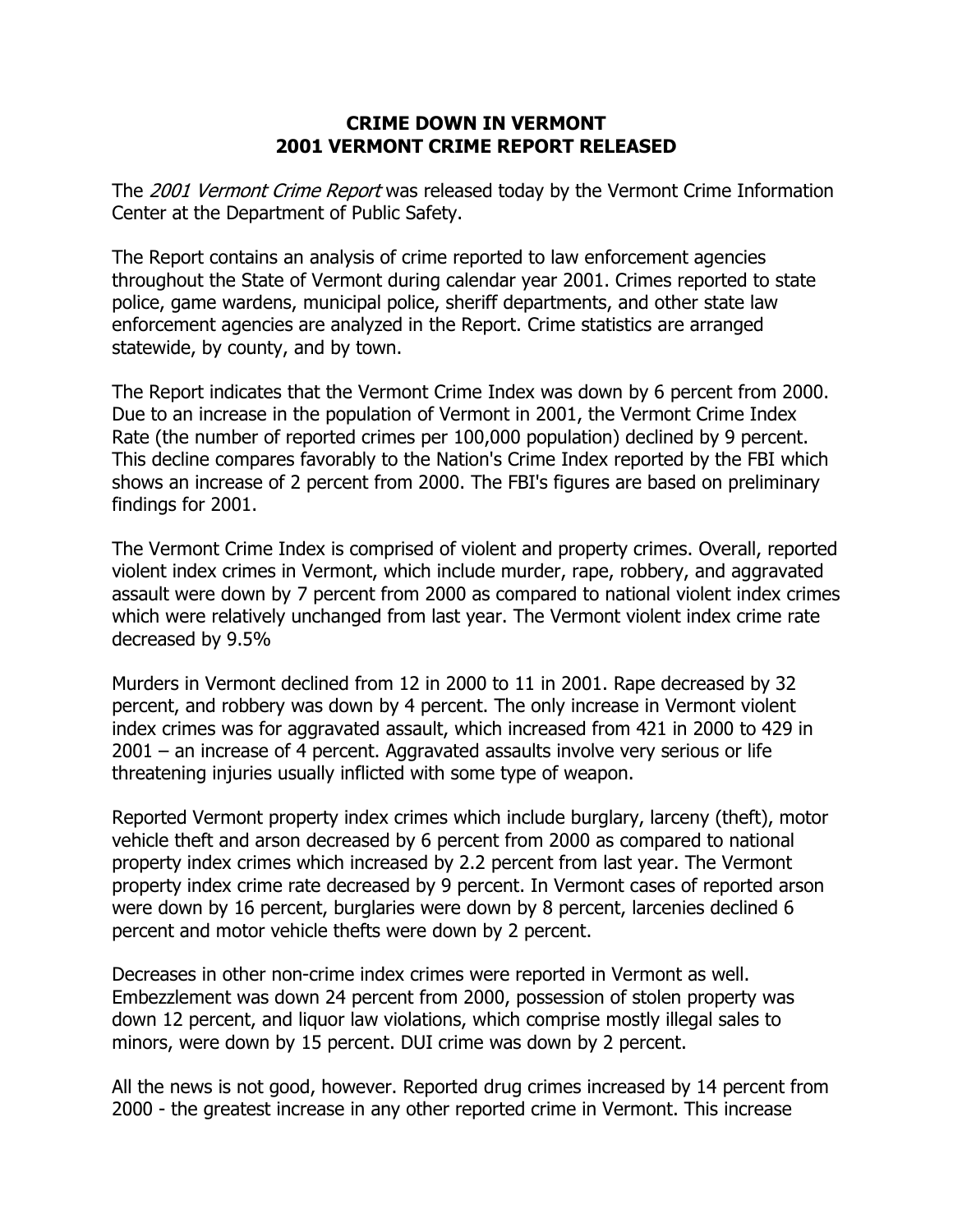# CRIME DOWN IN VERMONT
# 2001 VERMONT CRIME REPORT RELEASED

The *2001 Vermont Crime Report* was released today by the Vermont Crime Information Center at the Department of Public Safety.

The Report contains an analysis of crime reported to law enforcement agencies throughout the State of Vermont during calendar year 2001. Crimes reported to state police, game wardens, municipal police, sheriff departments, and other state law enforcement agencies are analyzed in the Report. Crime statistics are arranged statewide, by county, and by town.

The Report indicates that the Vermont Crime Index was down by 6 percent from 2000. Due to an increase in the population of Vermont in 2001, the Vermont Crime Index Rate (the number of reported crimes per 100,000 population) declined by 9 percent. This decline compares favorably to the Nation's Crime Index reported by the FBI which shows an increase of 2 percent from 2000. The FBI's figures are based on preliminary findings for 2001.

The Vermont Crime Index is comprised of violent and property crimes. Overall, reported violent index crimes in Vermont, which include murder, rape, robbery, and aggravated assault were down by 7 percent from 2000 as compared to national violent index crimes which were relatively unchanged from last year. The Vermont violent index crime rate decreased by 9.5%

Murders in Vermont declined from 12 in 2000 to 11 in 2001. Rape decreased by 32 percent, and robbery was down by 4 percent. The only increase in Vermont violent index crimes was for aggravated assault, which increased from 421 in 2000 to 429 in 2001 – an increase of 4 percent. Aggravated assaults involve very serious or life threatening injuries usually inflicted with some type of weapon.

Reported Vermont property index crimes which include burglary, larceny (theft), motor vehicle theft and arson decreased by 6 percent from 2000 as compared to national property index crimes which increased by 2.2 percent from last year. The Vermont property index crime rate decreased by 9 percent. In Vermont cases of reported arson were down by 16 percent, burglaries were down by 8 percent, larcenies declined 6 percent and motor vehicle thefts were down by 2 percent.

Decreases in other non-crime index crimes were reported in Vermont as well. Embezzlement was down 24 percent from 2000, possession of stolen property was down 12 percent, and liquor law violations, which comprise mostly illegal sales to minors, were down by 15 percent. DUI crime was down by 2 percent.

All the news is not good, however. Reported drug crimes increased by 14 percent from 2000 - the greatest increase in any other reported crime in Vermont. This increase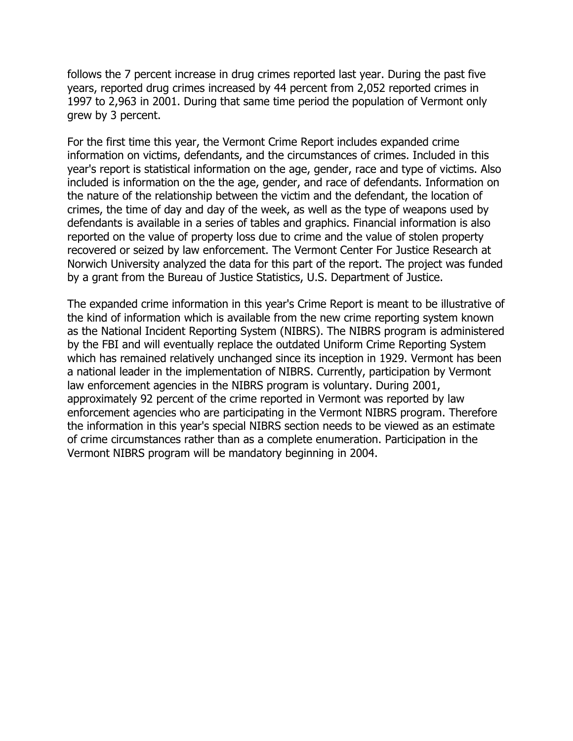follows the 7 percent increase in drug crimes reported last year. During the past five years, reported drug crimes increased by 44 percent from 2,052 reported crimes in 1997 to 2,963 in 2001. During that same time period the population of Vermont only grew by 3 percent.

For the first time this year, the Vermont Crime Report includes expanded crime information on victims, defendants, and the circumstances of crimes. Included in this year's report is statistical information on the age, gender, race and type of victims. Also included is information on the the age, gender, and race of defendants. Information on the nature of the relationship between the victim and the defendant, the location of crimes, the time of day and day of the week, as well as the type of weapons used by defendants is available in a series of tables and graphics. Financial information is also reported on the value of property loss due to crime and the value of stolen property recovered or seized by law enforcement. The Vermont Center For Justice Research at Norwich University analyzed the data for this part of the report. The project was funded by a grant from the Bureau of Justice Statistics, U.S. Department of Justice.

The expanded crime information in this year's Crime Report is meant to be illustrative of the kind of information which is available from the new crime reporting system known as the National Incident Reporting System (NIBRS). The NIBRS program is administered by the FBI and will eventually replace the outdated Uniform Crime Reporting System which has remained relatively unchanged since its inception in 1929. Vermont has been a national leader in the implementation of NIBRS. Currently, participation by Vermont law enforcement agencies in the NIBRS program is voluntary. During 2001, approximately 92 percent of the crime reported in Vermont was reported by law enforcement agencies who are participating in the Vermont NIBRS program. Therefore the information in this year's special NIBRS section needs to be viewed as an estimate of crime circumstances rather than as a complete enumeration. Participation in the Vermont NIBRS program will be mandatory beginning in 2004.